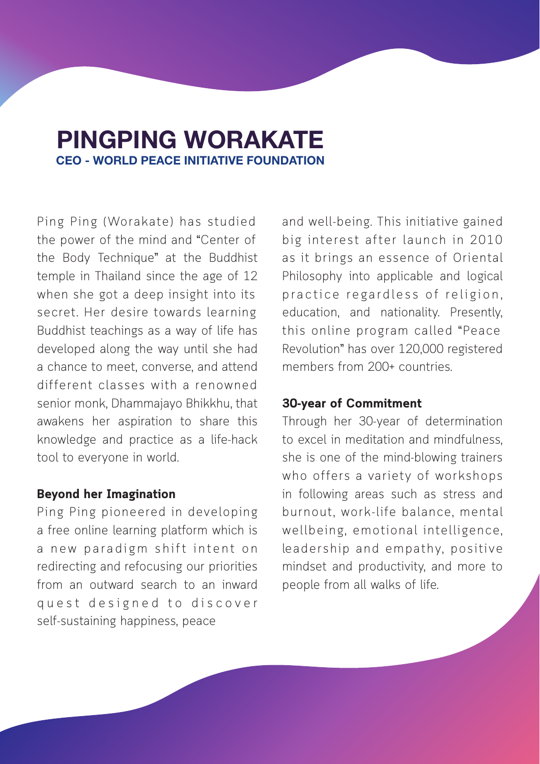# PINGPING WORAKATE

**CEO - WORLD PEACE INITIATIVE FOUNDATION**

Ping Ping (Worakate) has studied the power of the mind and "Center of the Body Technique" at the Buddhist temple in Thailand since the age of 12 when she got a deep insight into its secret. Her desire towards learning Buddhist teachings as a way of life has developed along the way until she had a chance to meet, converse, and attend different classes with a renowned senior monk, Dhammajayo Bhikkhu, that awakens her aspiration to share this knowledge and practice as a life-hack tool to everyone in world.

## Beyond her Imagination

Ping Ping pioneered in developing a free online learning platform which is a new paradigm shift intent on redirecting and refocusing our priorities from an outward search to an inward quest designed to discover self-sustaining happiness, peace and well-being. This initiative gained big interest after launch in 2010 as it brings an essence of Oriental Philosophy into applicable and logical practice regardless of religion, education, and nationality. Presently, this online program called "Peace Revolution" has over 120,000 registered members from 200+ countries.

## 30-year of Commitment

Through her 30-year of determination to excel in meditation and mindfulness, she is one of the mind-blowing trainers who offers a variety of workshops in following areas such as stress and burnout, work-life balance, mental wellbeing, emotional intelligence, leadership and empathy, positive mindset and productivity, and more to people from all walks of life.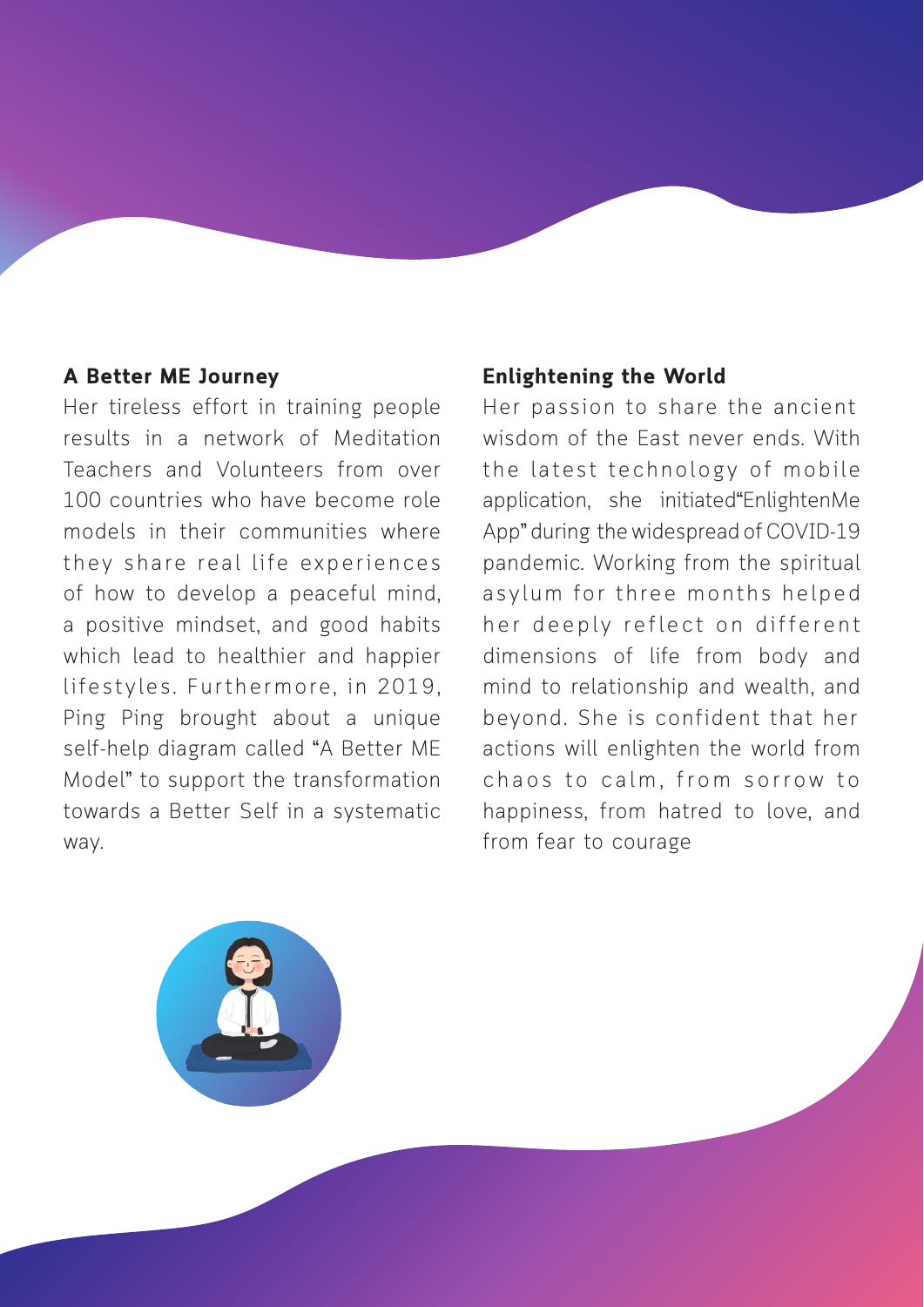## A Better ME Journey

Her tireless effort in training people results in a network of Meditation Teachers and Volunteers from over 100 countries who have become role models in their communities where they share real life experiences of how to develop a peaceful mind, a positive mindset, and good habits which lead to healthier and happier lifestyles. Furthermore, in 2019, Ping Ping brought about a unique self-help diagram called "A Better ME Model" to support the transformation towards a Better Self in a systematic way.

## Enlightening the World

Her passion to share the ancient wisdom of the East never ends. With the latest technology of mobile application, she initiated"EnlightenMe App" during the widespread of COVID-19 pandemic. Working from the spiritual asylum for three months helped her deeply reflect on different dimensions of life from body and mind to relationship and wealth, and beyond. She is confident that her actions will enlighten the world from chaos to calm, from sorrow to happiness, from hatred to love, and from fear to courage